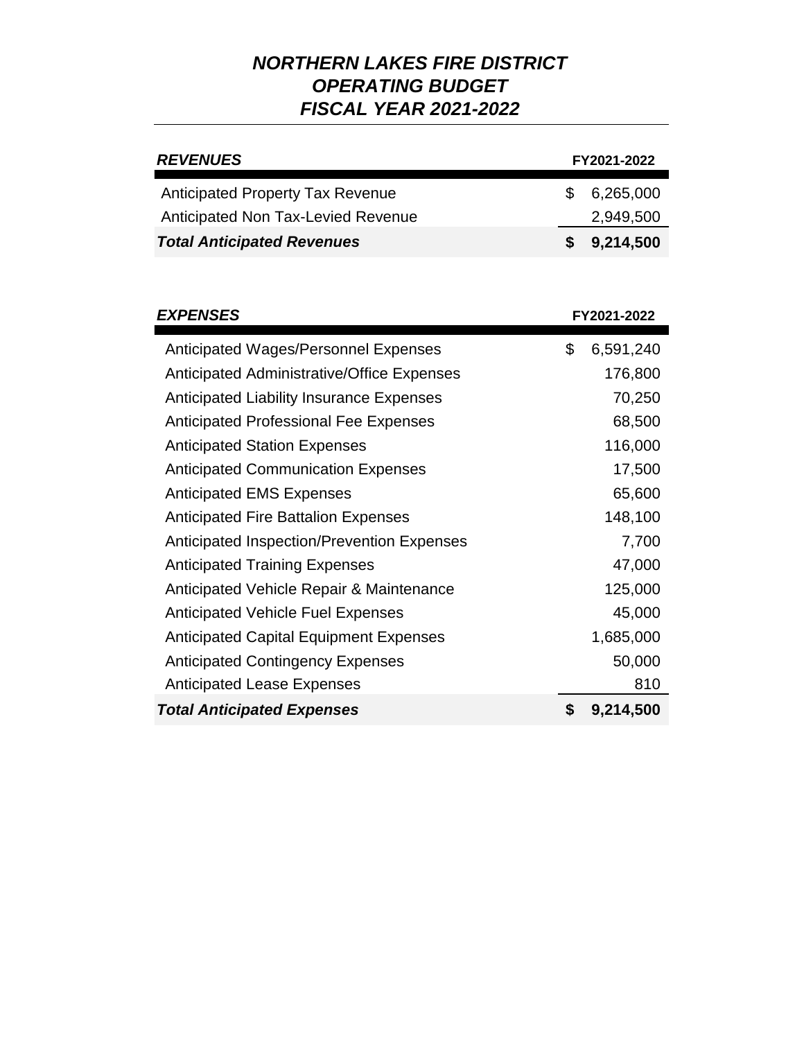# ***NORTHERN LAKES FIRE DISTRICT***
# ***OPERATING BUDGET***
# ***FISCAL YEAR 2021-2022***

| ***REVENUES*** | **FY2021-2022** |
|---|---|
| Anticipated Property Tax Revenue | $ 6,265,000 |
| Anticipated Non Tax-Levied Revenue | 2,949,500 |
| ***Total Anticipated Revenues*** | **$ 9,214,500** |

| ***EXPENSES*** | **FY2021-2022** |
|---|---|
| Anticipated Wages/Personnel Expenses | $ 6,591,240 |
| Anticipated Administrative/Office Expenses | 176,800 |
| Anticipated Liability Insurance Expenses | 70,250 |
| Anticipated Professional Fee Expenses | 68,500 |
| Anticipated Station Expenses | 116,000 |
| Anticipated Communication Expenses | 17,500 |
| Anticipated EMS Expenses | 65,600 |
| Anticipated Fire Battalion Expenses | 148,100 |
| Anticipated Inspection/Prevention Expenses | 7,700 |
| Anticipated Training Expenses | 47,000 |
| Anticipated Vehicle Repair & Maintenance | 125,000 |
| Anticipated Vehicle Fuel Expenses | 45,000 |
| Anticipated Capital Equipment Expenses | 1,685,000 |
| Anticipated Contingency Expenses | 50,000 |
| Anticipated Lease Expenses | 810 |
| ***Total Anticipated Expenses*** | **$ 9,214,500** |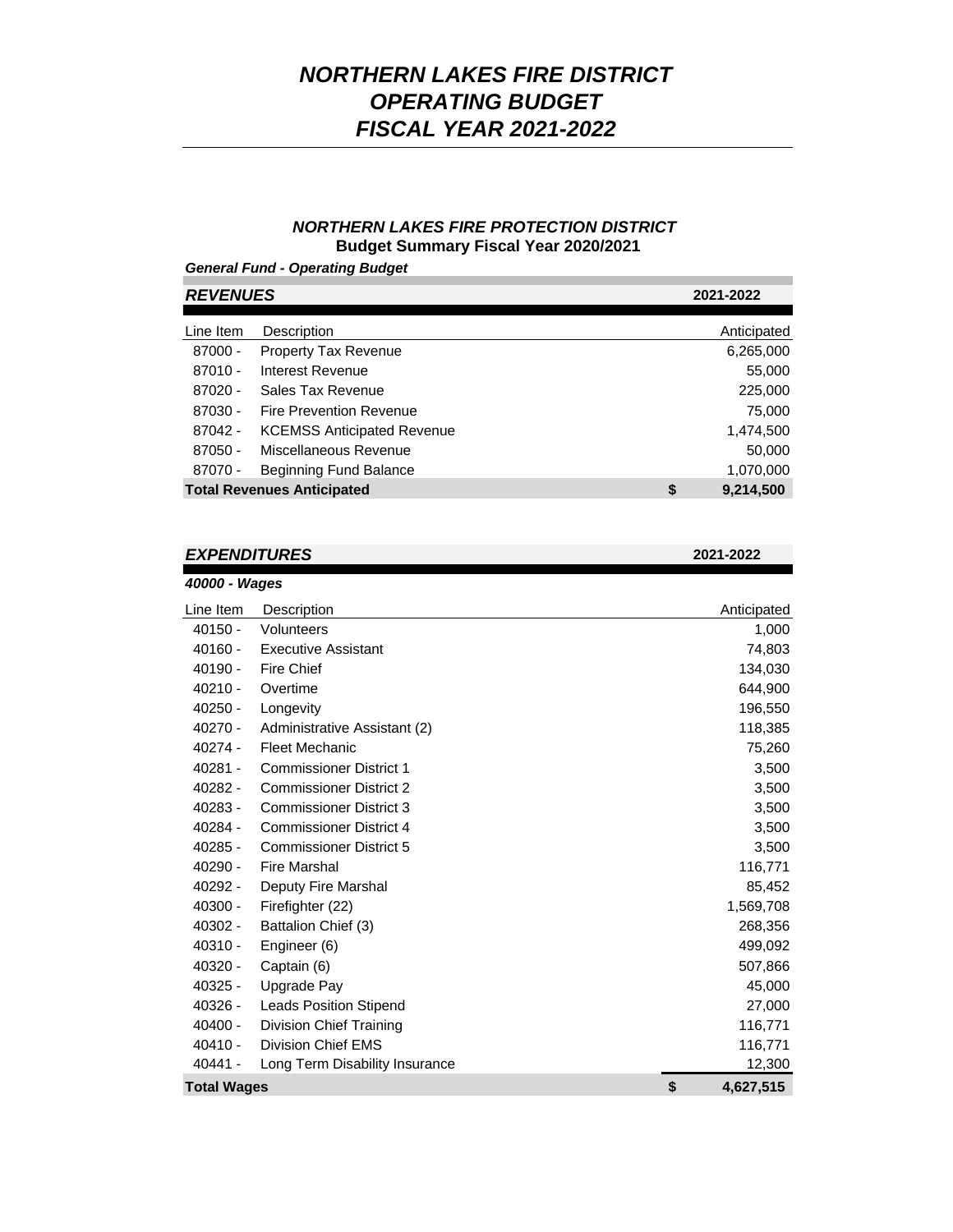# *NORTHERN LAKES FIRE DISTRICT OPERATING BUDGET FISCAL YEAR 2021-2022*

### *NORTHERN LAKES FIRE PROTECTION DISTRICT*
### Budget Summary Fiscal Year 2020/2021

***General Fund - Operating Budget***

| ***REVENUES*** | | **2021-2022** |
|---|---|---|
| Line Item | Description | Anticipated |
| 87000 - | Property Tax Revenue | 6,265,000 |
| 87010 - | Interest Revenue | 55,000 |
| 87020 - | Sales Tax Revenue | 225,000 |
| 87030 - | Fire Prevention Revenue | 75,000 |
| 87042 - | KCEMSS Anticipated Revenue | 1,474,500 |
| 87050 - | Miscellaneous Revenue | 50,000 |
| 87070 - | Beginning Fund Balance | 1,070,000 |
| **Total Revenues Anticipated** | | **$ 9,214,500** |

| ***EXPENDITURES*** | | **2021-2022** |
|---|---|---|
| ***40000 - Wages*** | | |
| Line Item | Description | Anticipated |
| 40150 - | Volunteers | 1,000 |
| 40160 - | Executive Assistant | 74,803 |
| 40190 - | Fire Chief | 134,030 |
| 40210 - | Overtime | 644,900 |
| 40250 - | Longevity | 196,550 |
| 40270 - | Administrative Assistant (2) | 118,385 |
| 40274 - | Fleet Mechanic | 75,260 |
| 40281 - | Commissioner District 1 | 3,500 |
| 40282 - | Commissioner District 2 | 3,500 |
| 40283 - | Commissioner District 3 | 3,500 |
| 40284 - | Commissioner District 4 | 3,500 |
| 40285 - | Commissioner District 5 | 3,500 |
| 40290 - | Fire Marshal | 116,771 |
| 40292 - | Deputy Fire Marshal | 85,452 |
| 40300 - | Firefighter (22) | 1,569,708 |
| 40302 - | Battalion Chief (3) | 268,356 |
| 40310 - | Engineer (6) | 499,092 |
| 40320 - | Captain (6) | 507,866 |
| 40325 - | Upgrade Pay | 45,000 |
| 40326 - | Leads Position Stipend | 27,000 |
| 40400 - | Division Chief Training | 116,771 |
| 40410 - | Division Chief EMS | 116,771 |
| 40441 - | Long Term Disability Insurance | 12,300 |
| **Total Wages** | | **$ 4,627,515** |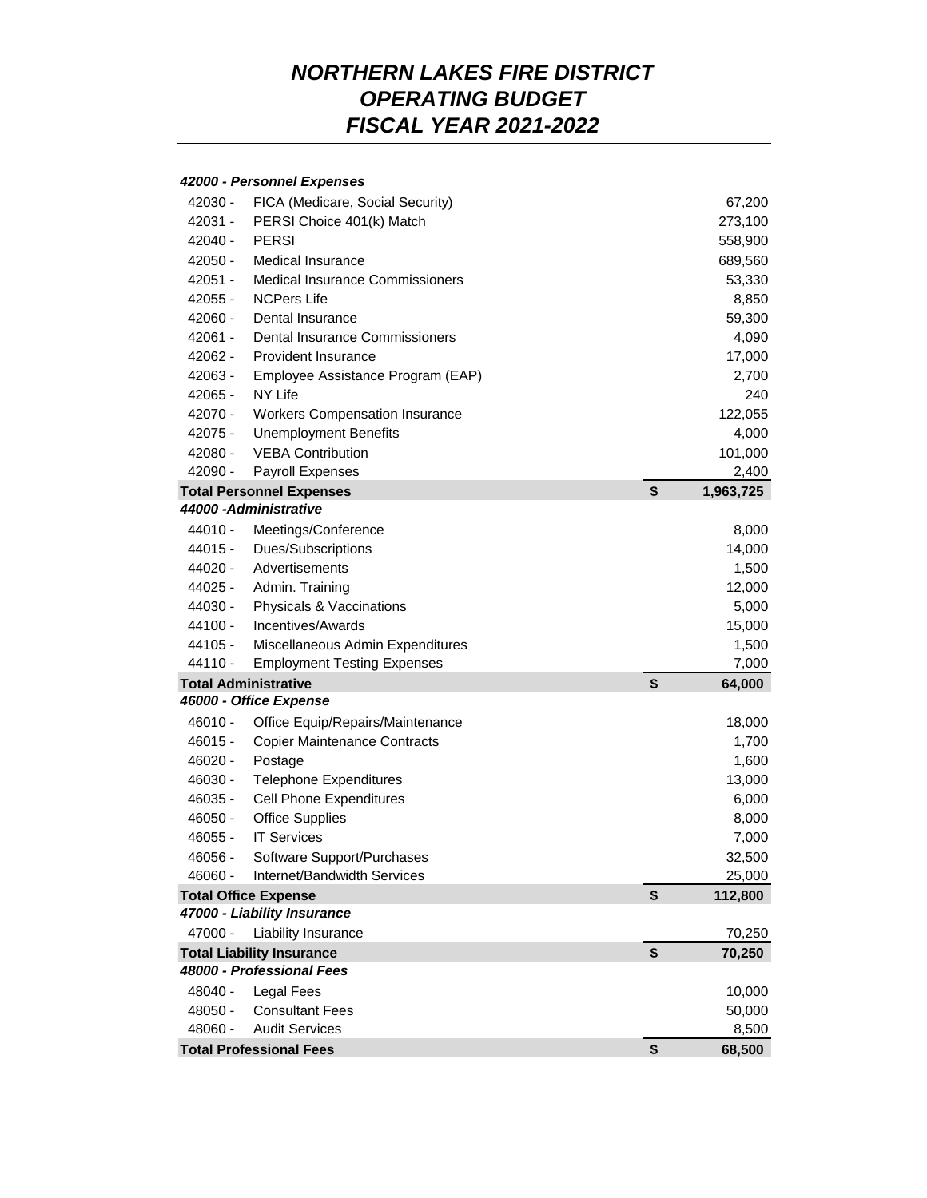# *NORTHERN LAKES FIRE DISTRICT*
# *OPERATING BUDGET*
# *FISCAL YEAR 2021-2022*

| Code | Description | | Amount |
|---|---|---|---|
| ***42000 - Personnel Expenses*** | | | |
| 42030 - | FICA (Medicare, Social Security) | | 67,200 |
| 42031 - | PERSI Choice 401(k) Match | | 273,100 |
| 42040 - | PERSI | | 558,900 |
| 42050 - | Medical Insurance | | 689,560 |
| 42051 - | Medical Insurance Commissioners | | 53,330 |
| 42055 - | NCPers Life | | 8,850 |
| 42060 - | Dental Insurance | | 59,300 |
| 42061 - | Dental Insurance Commissioners | | 4,090 |
| 42062 - | Provident Insurance | | 17,000 |
| 42063 - | Employee Assistance Program (EAP) | | 2,700 |
| 42065 - | NY Life | | 240 |
| 42070 - | Workers Compensation Insurance | | 122,055 |
| 42075 - | Unemployment Benefits | | 4,000 |
| 42080 - | VEBA Contribution | | 101,000 |
| 42090 - | Payroll Expenses | | 2,400 |
| **Total Personnel Expenses** | | **$** | **1,963,725** |
| ***44000 -Administrative*** | | | |
| 44010 - | Meetings/Conference | | 8,000 |
| 44015 - | Dues/Subscriptions | | 14,000 |
| 44020 - | Advertisements | | 1,500 |
| 44025 - | Admin. Training | | 12,000 |
| 44030 - | Physicals & Vaccinations | | 5,000 |
| 44100 - | Incentives/Awards | | 15,000 |
| 44105 - | Miscellaneous Admin Expenditures | | 1,500 |
| 44110 - | Employment Testing Expenses | | 7,000 |
| **Total Administrative** | | **$** | **64,000** |
| ***46000 - Office Expense*** | | | |
| 46010 - | Office Equip/Repairs/Maintenance | | 18,000 |
| 46015 - | Copier Maintenance Contracts | | 1,700 |
| 46020 - | Postage | | 1,600 |
| 46030 - | Telephone Expenditures | | 13,000 |
| 46035 - | Cell Phone Expenditures | | 6,000 |
| 46050 - | Office Supplies | | 8,000 |
| 46055 - | IT Services | | 7,000 |
| 46056 - | Software Support/Purchases | | 32,500 |
| 46060 - | Internet/Bandwidth Services | | 25,000 |
| **Total Office Expense** | | **$** | **112,800** |
| ***47000 - Liability Insurance*** | | | |
| 47000 - | Liability Insurance | | 70,250 |
| **Total Liability Insurance** | | **$** | **70,250** |
| ***48000 - Professional Fees*** | | | |
| 48040 - | Legal Fees | | 10,000 |
| 48050 - | Consultant Fees | | 50,000 |
| 48060 - | Audit Services | | 8,500 |
| **Total Professional Fees** | | **$** | **68,500** |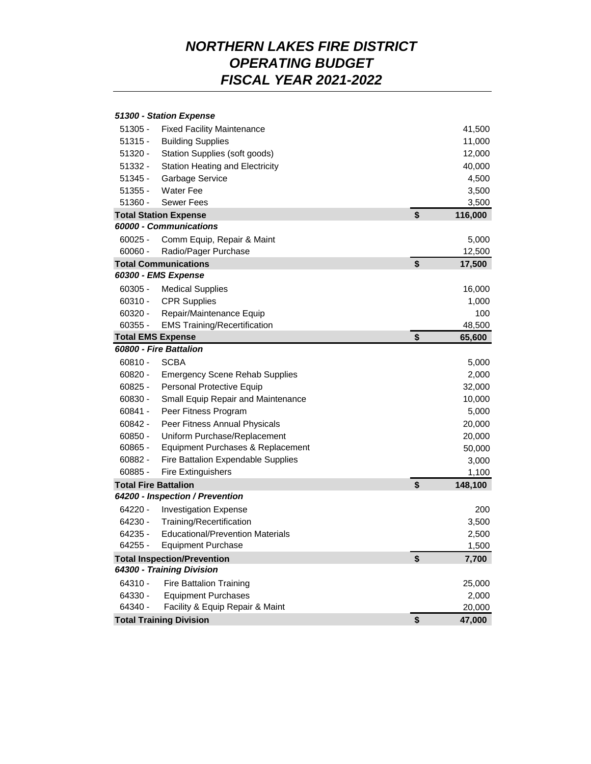# *NORTHERN LAKES FIRE DISTRICT*
# *OPERATING BUDGET*
# *FISCAL YEAR 2021-2022*

| Account | Description | | Amount |
|---|---|---|---|
| ***51300 - Station Expense*** | | | |
| 51305 - | Fixed Facility Maintenance | | 41,500 |
| 51315 - | Building Supplies | | 11,000 |
| 51320 - | Station Supplies (soft goods) | | 12,000 |
| 51332 - | Station Heating and Electricity | | 40,000 |
| 51345 - | Garbage Service | | 4,500 |
| 51355 - | Water Fee | | 3,500 |
| 51360 - | Sewer Fees | | 3,500 |
| **Total Station Expense** | | **$** | **116,000** |
| ***60000 - Communications*** | | | |
| 60025 - | Comm Equip, Repair & Maint | | 5,000 |
| 60060 - | Radio/Pager Purchase | | 12,500 |
| **Total Communications** | | **$** | **17,500** |
| ***60300 - EMS Expense*** | | | |
| 60305 - | Medical Supplies | | 16,000 |
| 60310 - | CPR Supplies | | 1,000 |
| 60320 - | Repair/Maintenance Equip | | 100 |
| 60355 - | EMS Training/Recertification | | 48,500 |
| **Total EMS Expense** | | **$** | **65,600** |
| ***60800 - Fire Battalion*** | | | |
| 60810 - | SCBA | | 5,000 |
| 60820 - | Emergency Scene Rehab Supplies | | 2,000 |
| 60825 - | Personal Protective Equip | | 32,000 |
| 60830 - | Small Equip Repair and Maintenance | | 10,000 |
| 60841 - | Peer Fitness Program | | 5,000 |
| 60842 - | Peer Fitness Annual Physicals | | 20,000 |
| 60850 - | Uniform Purchase/Replacement | | 20,000 |
| 60865 - | Equipment Purchases & Replacement | | 50,000 |
| 60882 - | Fire Battalion Expendable Supplies | | 3,000 |
| 60885 - | Fire Extinguishers | | 1,100 |
| **Total Fire Battalion** | | **$** | **148,100** |
| ***64200 - Inspection / Prevention*** | | | |
| 64220 - | Investigation Expense | | 200 |
| 64230 - | Training/Recertification | | 3,500 |
| 64235 - | Educational/Prevention Materials | | 2,500 |
| 64255 - | Equipment Purchase | | 1,500 |
| **Total Inspection/Prevention** | | **$** | **7,700** |
| ***64300 - Training Division*** | | | |
| 64310 - | Fire Battalion Training | | 25,000 |
| 64330 - | Equipment Purchases | | 2,000 |
| 64340 - | Facility & Equip Repair & Maint | | 20,000 |
| **Total Training Division** | | **$** | **47,000** |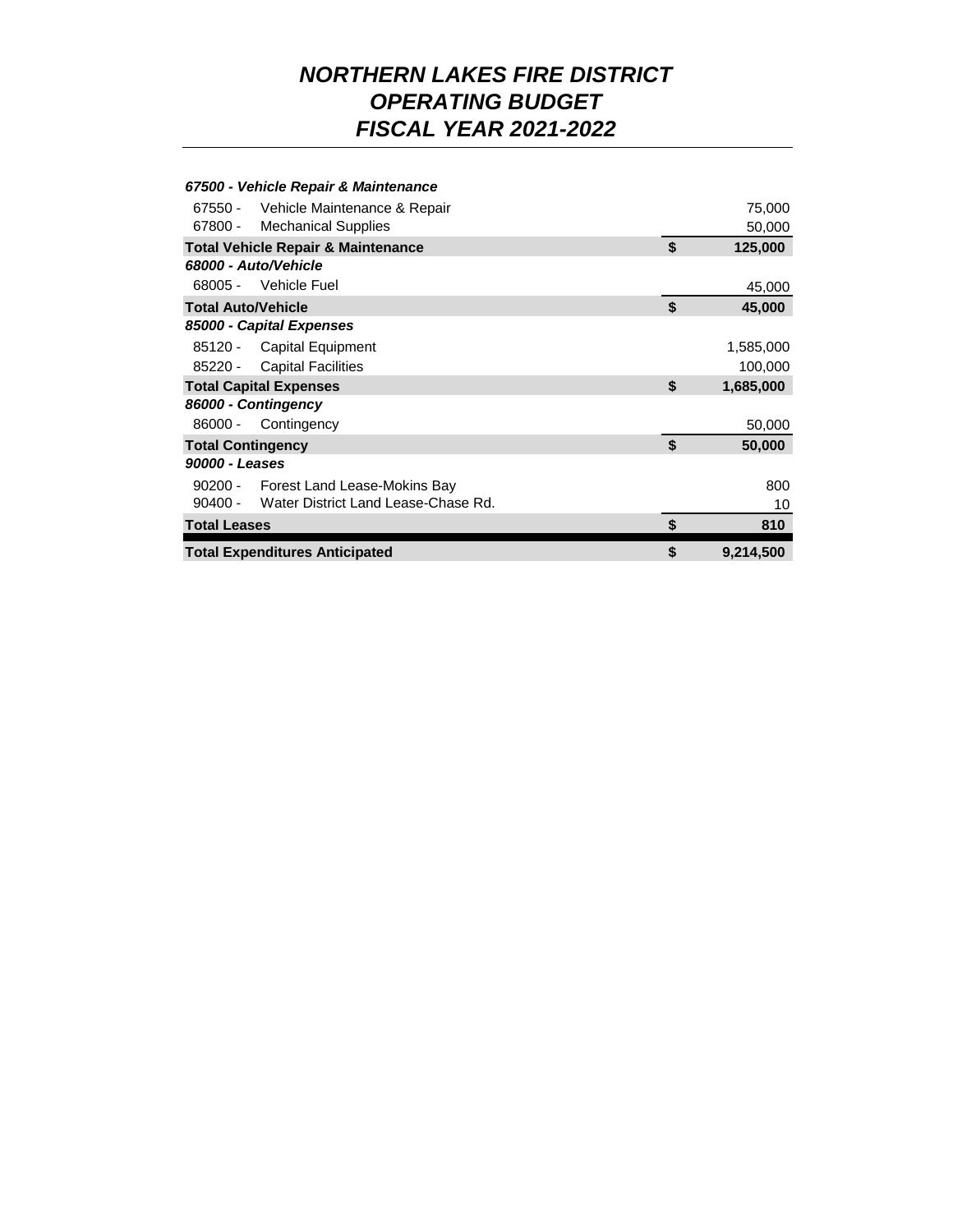# *NORTHERN LAKES FIRE DISTRICT*
# *OPERATING BUDGET*
# *FISCAL YEAR 2021-2022*

| | | | |
|---|---|---|---|
| ***67500 - Vehicle Repair & Maintenance*** | | | |
| 67550 - | Vehicle Maintenance & Repair | | 75,000 |
| 67800 - | Mechanical Supplies | | 50,000 |
| **Total Vehicle Repair & Maintenance** | | **$** | **125,000** |
| ***68000 - Auto/Vehicle*** | | | |
| 68005 - | Vehicle Fuel | | 45,000 |
| **Total Auto/Vehicle** | | **$** | **45,000** |
| ***85000 - Capital Expenses*** | | | |
| 85120 - | Capital Equipment | | 1,585,000 |
| 85220 - | Capital Facilities | | 100,000 |
| **Total Capital Expenses** | | **$** | **1,685,000** |
| ***86000 - Contingency*** | | | |
| 86000 - | Contingency | | 50,000 |
| **Total Contingency** | | **$** | **50,000** |
| ***90000 - Leases*** | | | |
| 90200 - | Forest Land Lease-Mokins Bay | | 800 |
| 90400 - | Water District Land Lease-Chase Rd. | | 10 |
| **Total Leases** | | **$** | **810** |
| **Total Expenditures Anticipated** | | **$** | **9,214,500** |